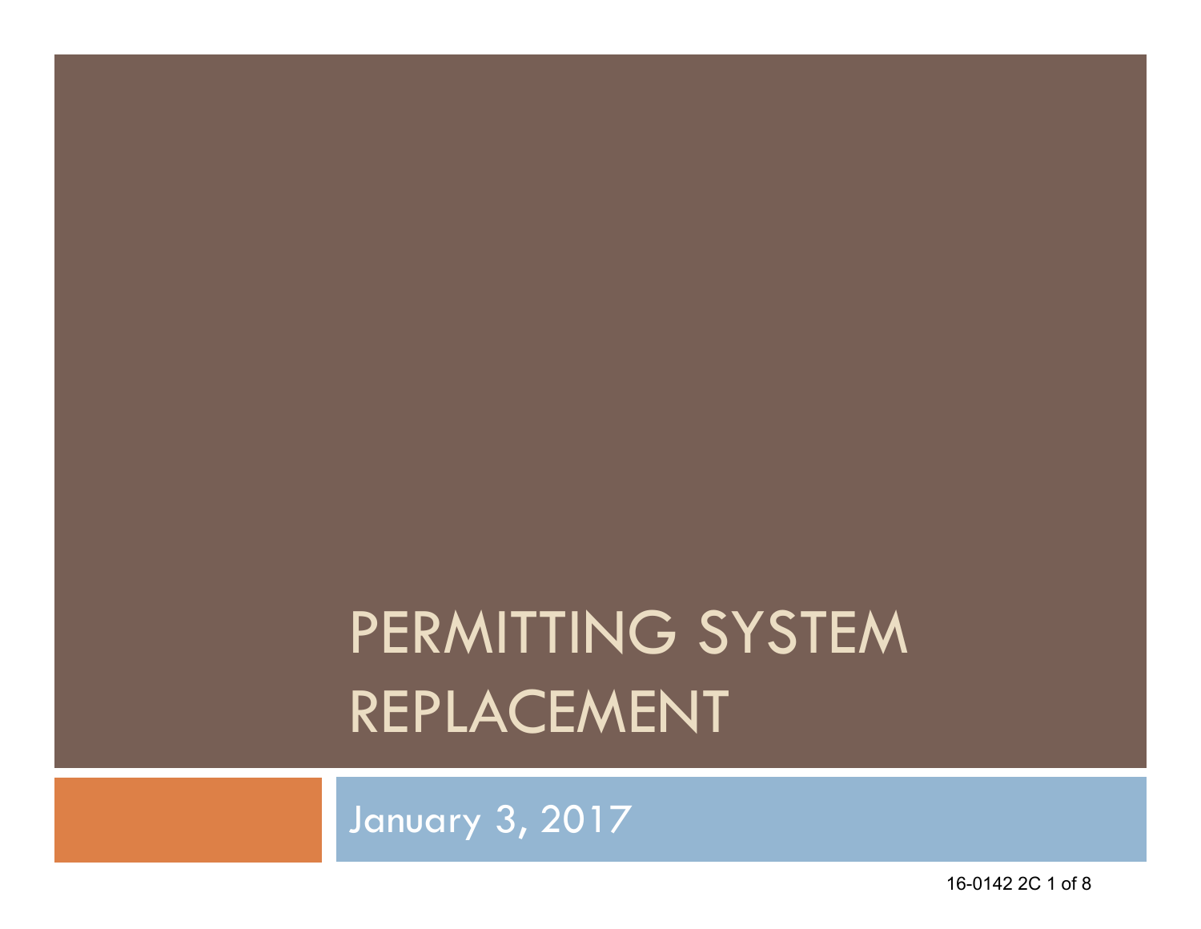# PERMITTING SYSTEM REPLACEMENT

January 3, 2017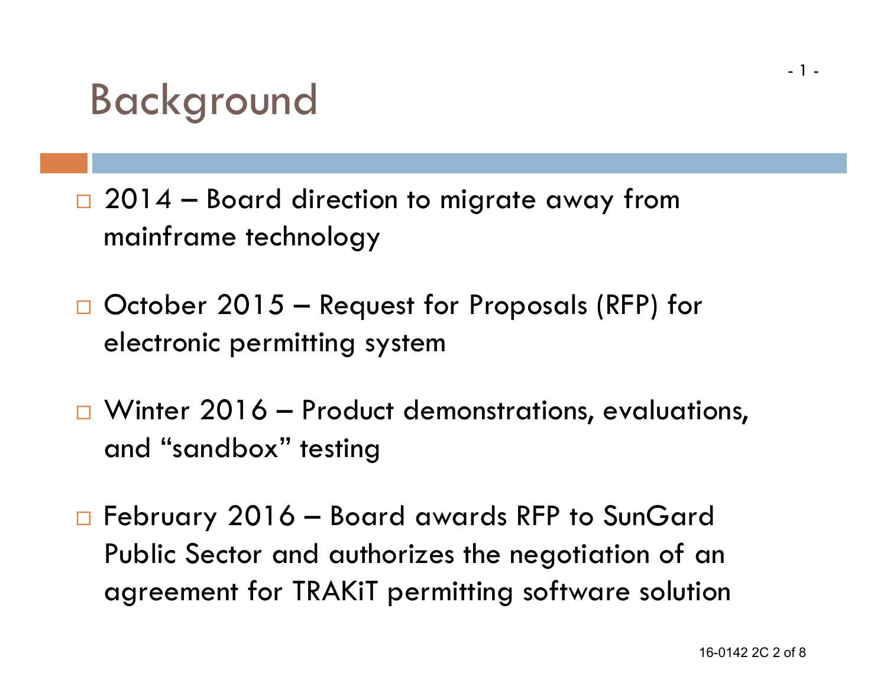# Background

- 2014 – Board direction to migrate away from mainframe technology
- October 2015 – Request for Proposals (RFP) for electronic permitting system
- Winter 2016 – Product demonstrations, evaluations, and "sandbox" testing
- February 2016 – Board awards RFP to SunGard Public Sector and authorizes the negotiation of an agreement for TRAKiT permitting software solution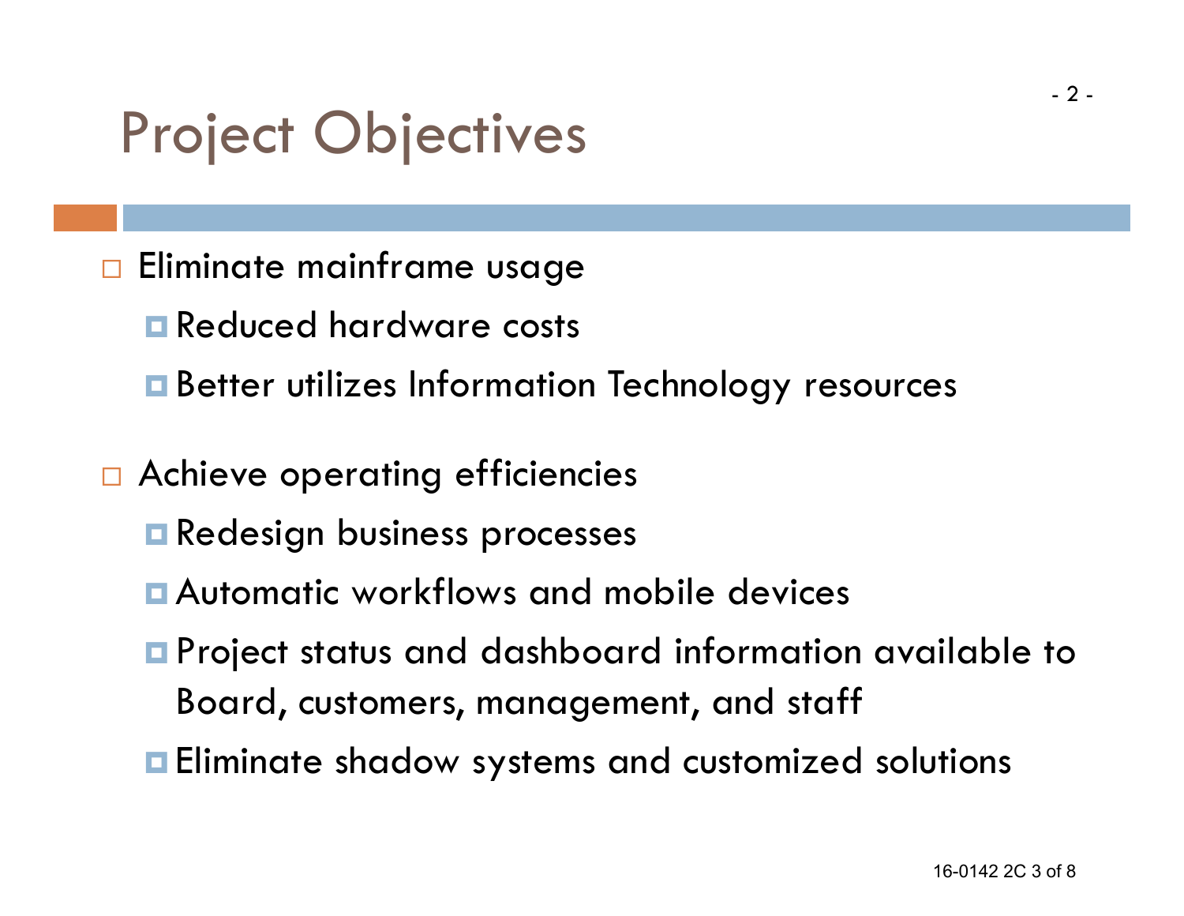# Project Objectives

- Eliminate mainframe usage
  - Reduced hardware costs
  - Better utilizes Information Technology resources

- Achieve operating efficiencies
  - Redesign business processes
  - Automatic workflows and mobile devices
  - Project status and dashboard information available to Board, customers, management, and staff
  - Eliminate shadow systems and customized solutions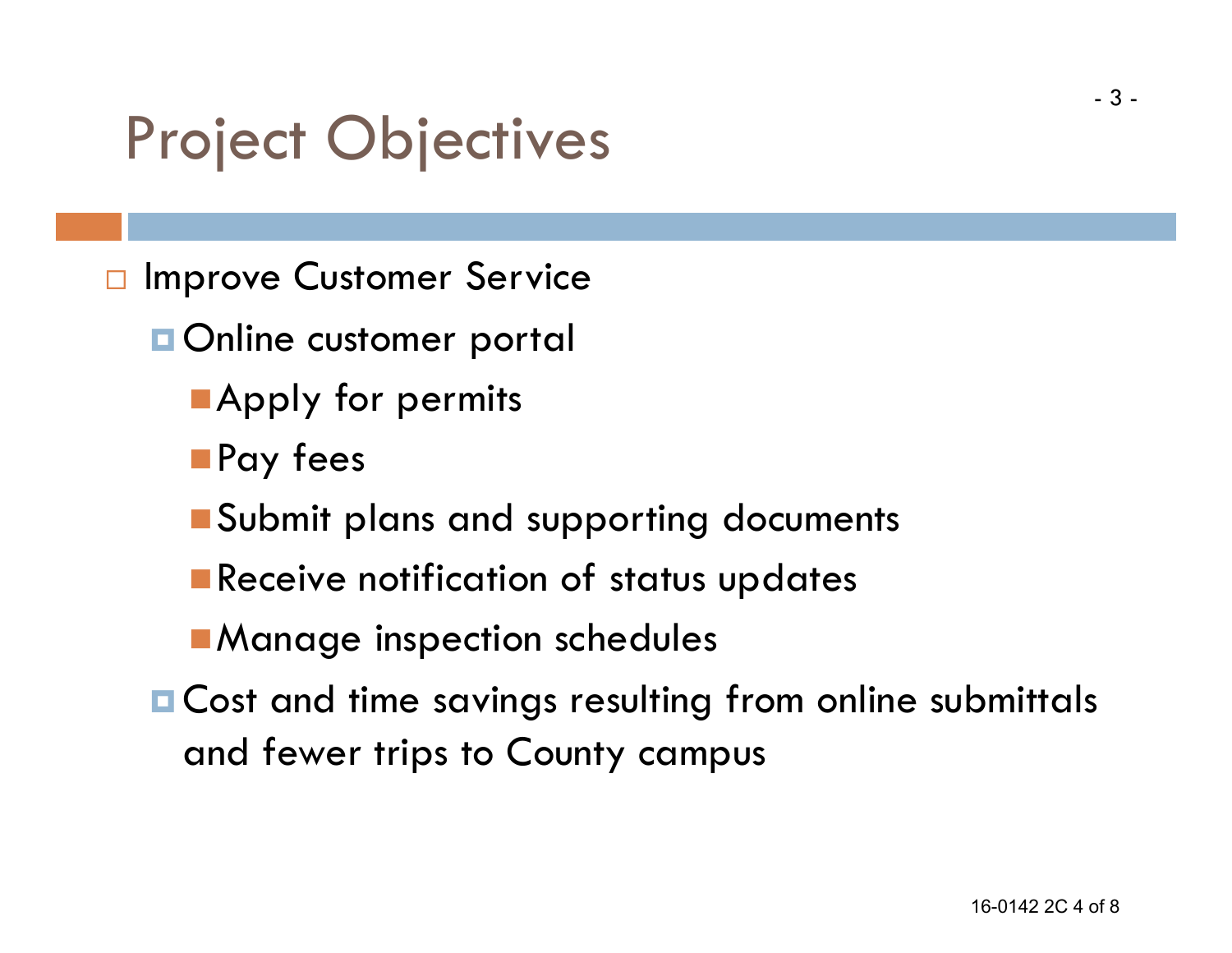# Project Objectives

- Improve Customer Service
  - Online customer portal
    - Apply for permits
    - Pay fees
    - Submit plans and supporting documents
    - Receive notification of status updates
    - Manage inspection schedules
  - Cost and time savings resulting from online submittals and fewer trips to County campus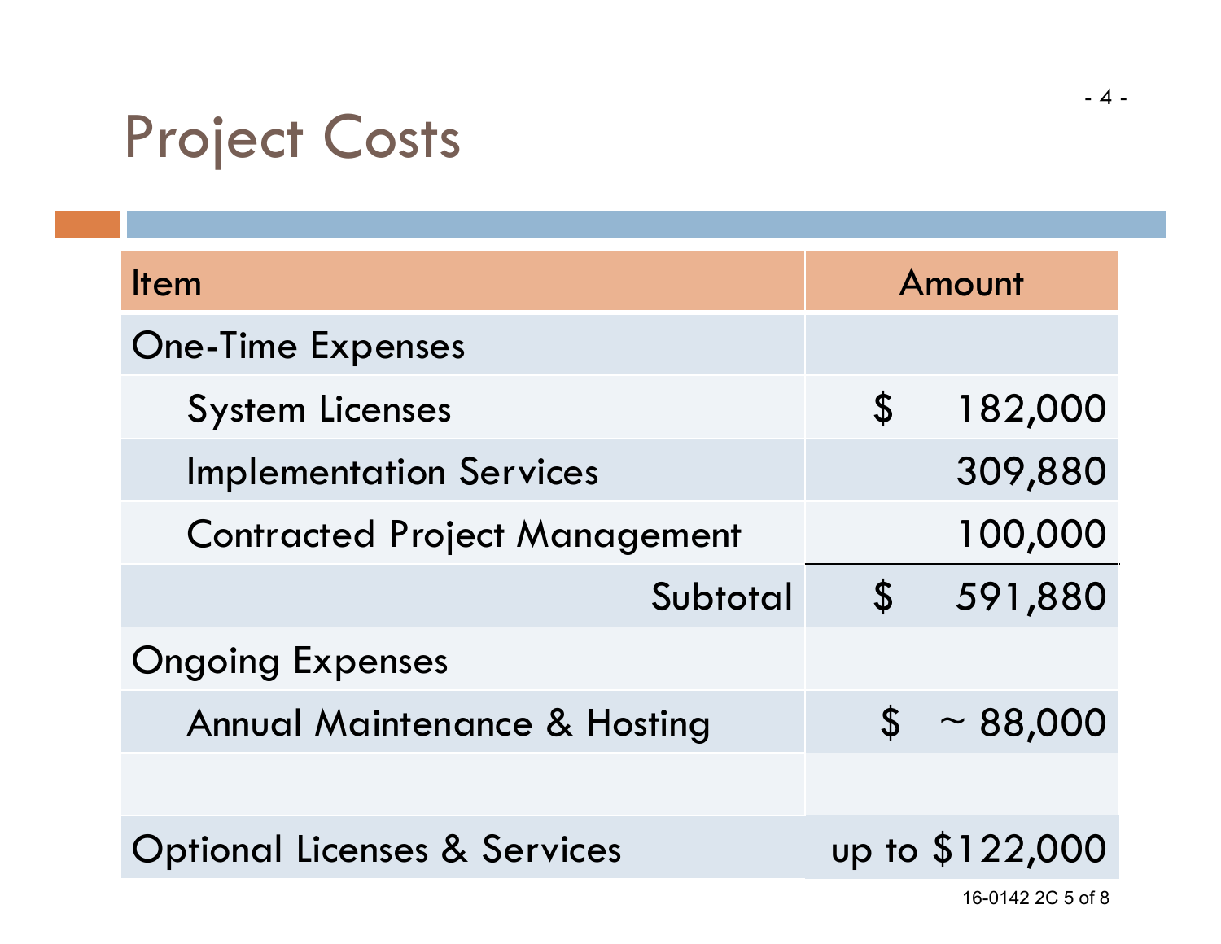# Project Costs

| Item | Amount |
|---|---|
| One-Time Expenses | |
| System Licenses | $ 182,000 |
| Implementation Services | 309,880 |
| Contracted Project Management | 100,000 |
| Subtotal | $ 591,880 |
| Ongoing Expenses | |
| Annual Maintenance & Hosting | $ ~ 88,000 |
| | |
| Optional Licenses & Services | up to $122,000 |

16-0142 2C 5 of 8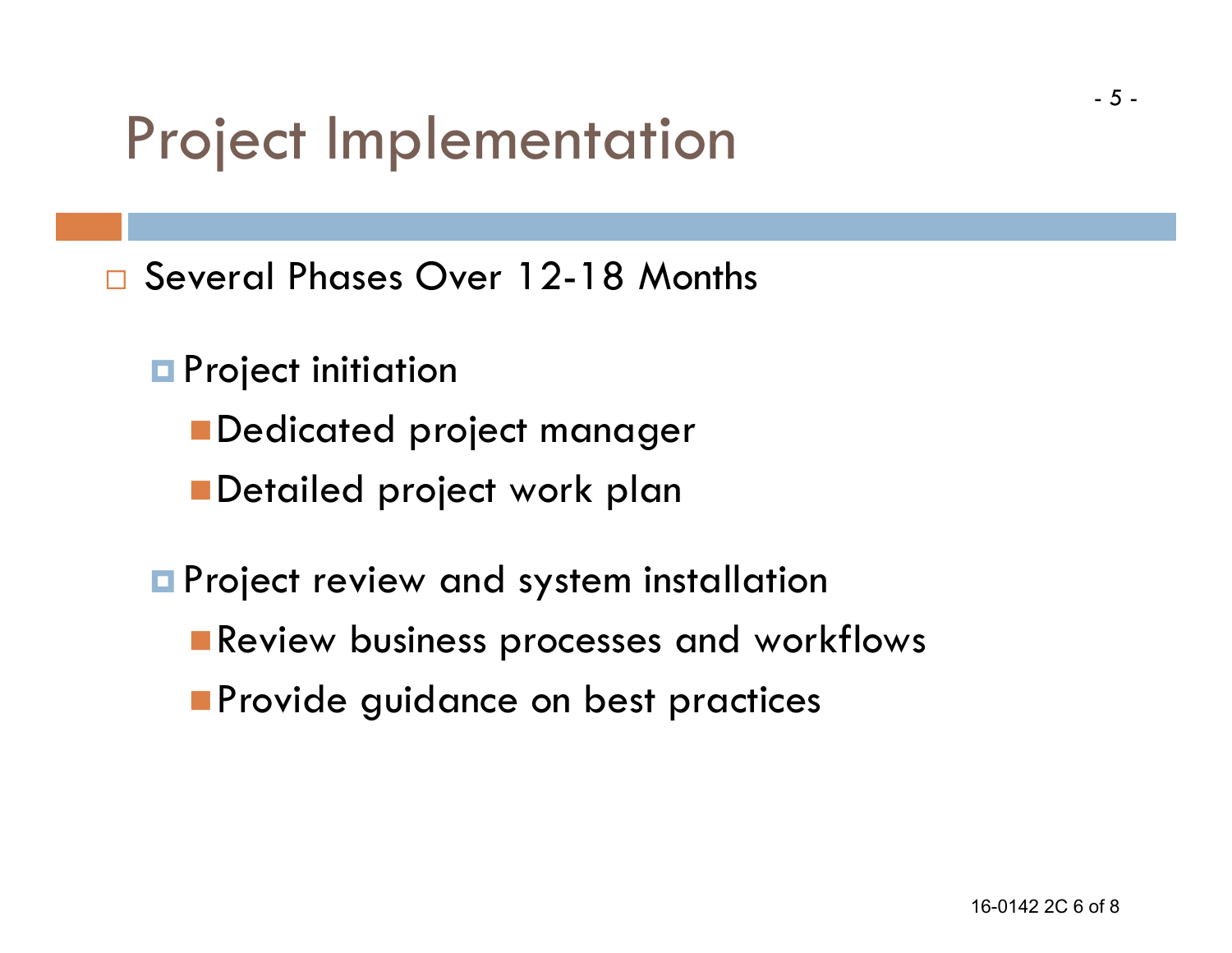# Project Implementation

- Several Phases Over 12-18 Months
  - Project initiation
    - Dedicated project manager
    - Detailed project work plan
  - Project review and system installation
    - Review business processes and workflows
    - Provide guidance on best practices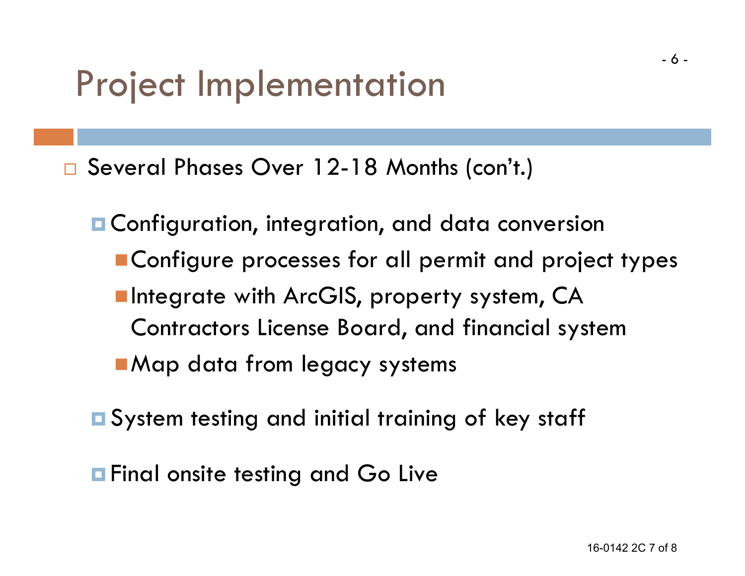# Project Implementation

- Several Phases Over 12-18 Months (con't.)
  - Configuration, integration, and data conversion
    - Configure processes for all permit and project types
    - Integrate with ArcGIS, property system, CA Contractors License Board, and financial system
    - Map data from legacy systems
  - System testing and initial training of key staff
  - Final onsite testing and Go Live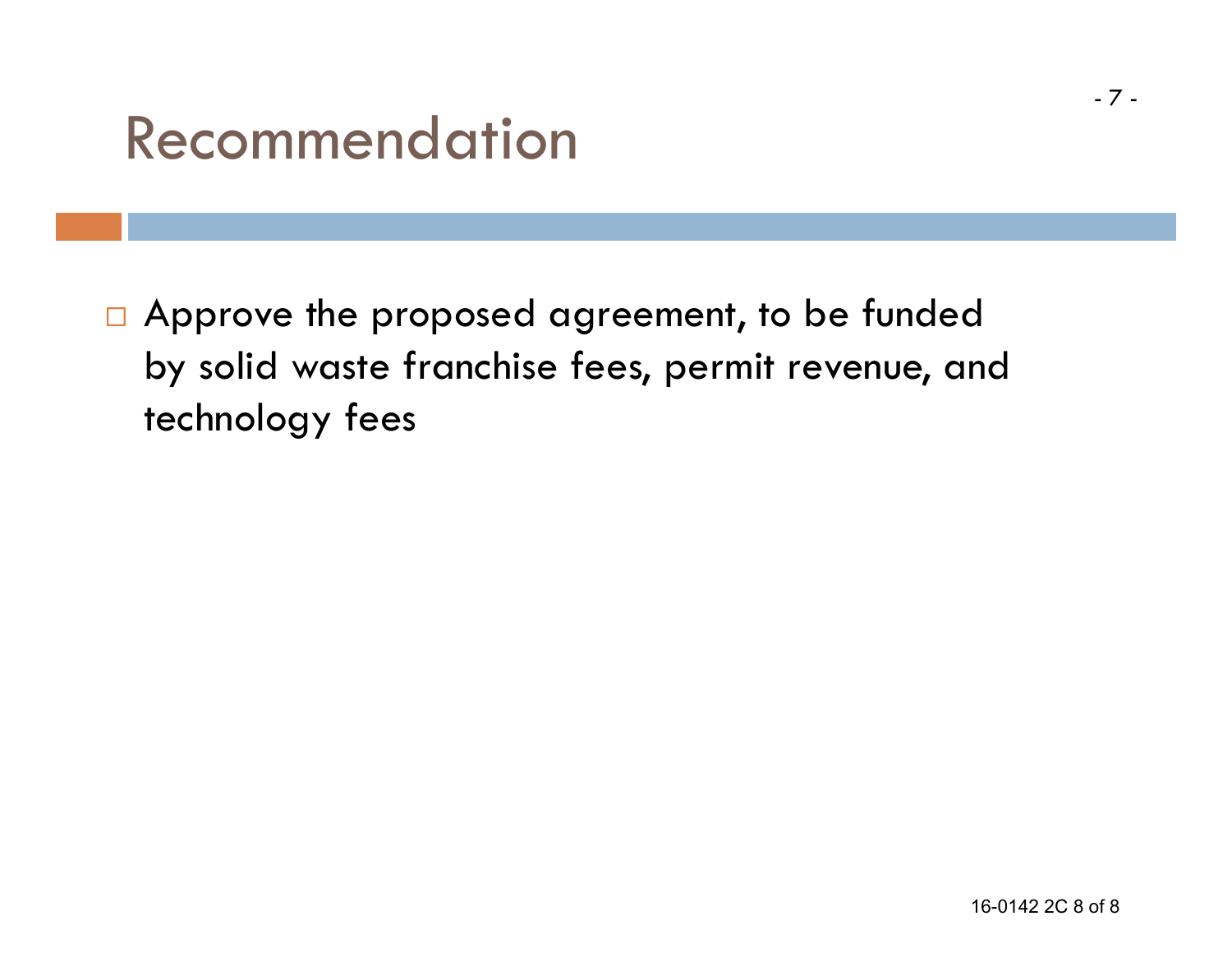# Recommendation

- Approve the proposed agreement, to be funded by solid waste franchise fees, permit revenue, and technology fees